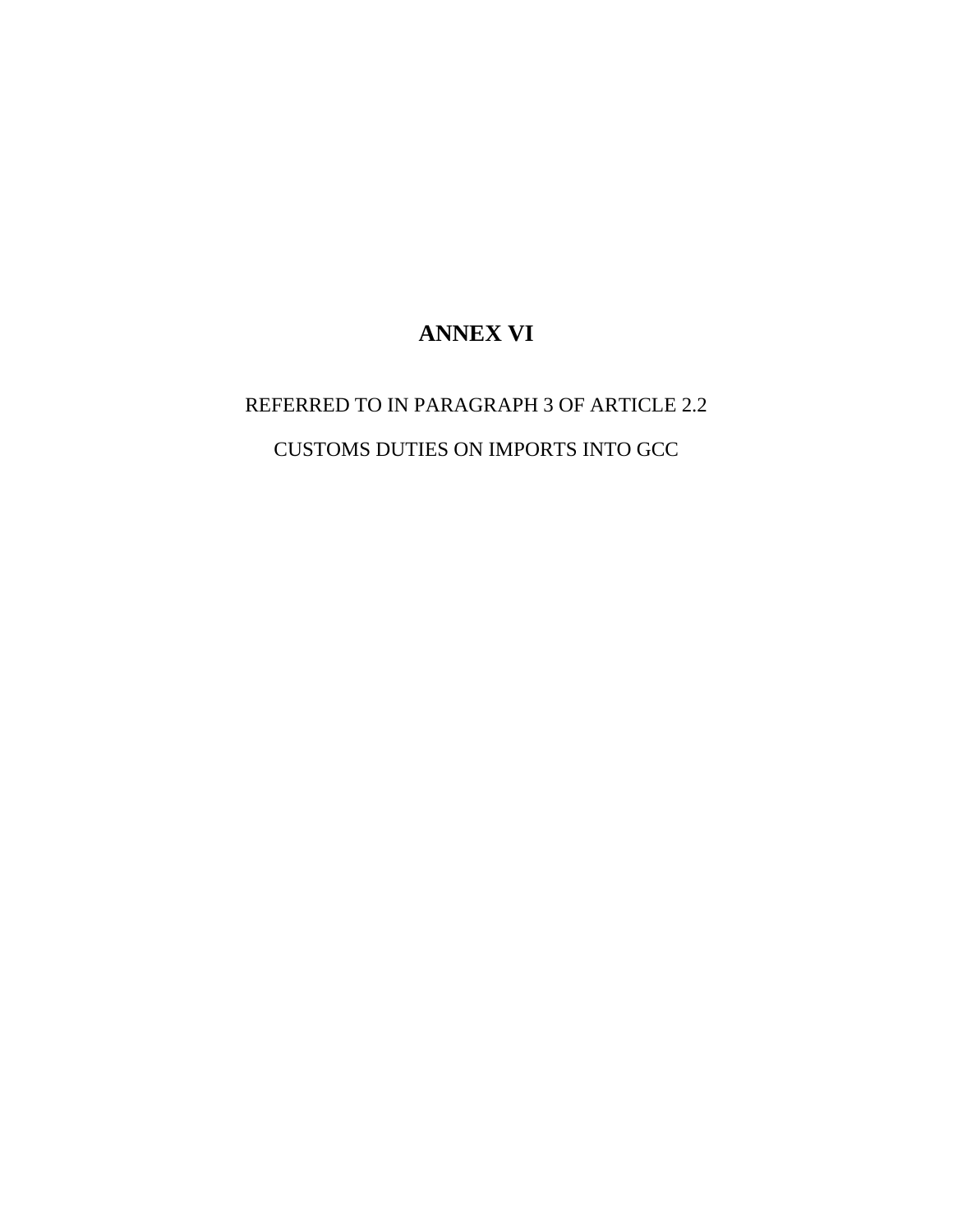# ANNEX VI

REFERRED TO IN PARAGRAPH 3 OF ARTICLE 2.2

CUSTOMS DUTIES ON IMPORTS INTO GCC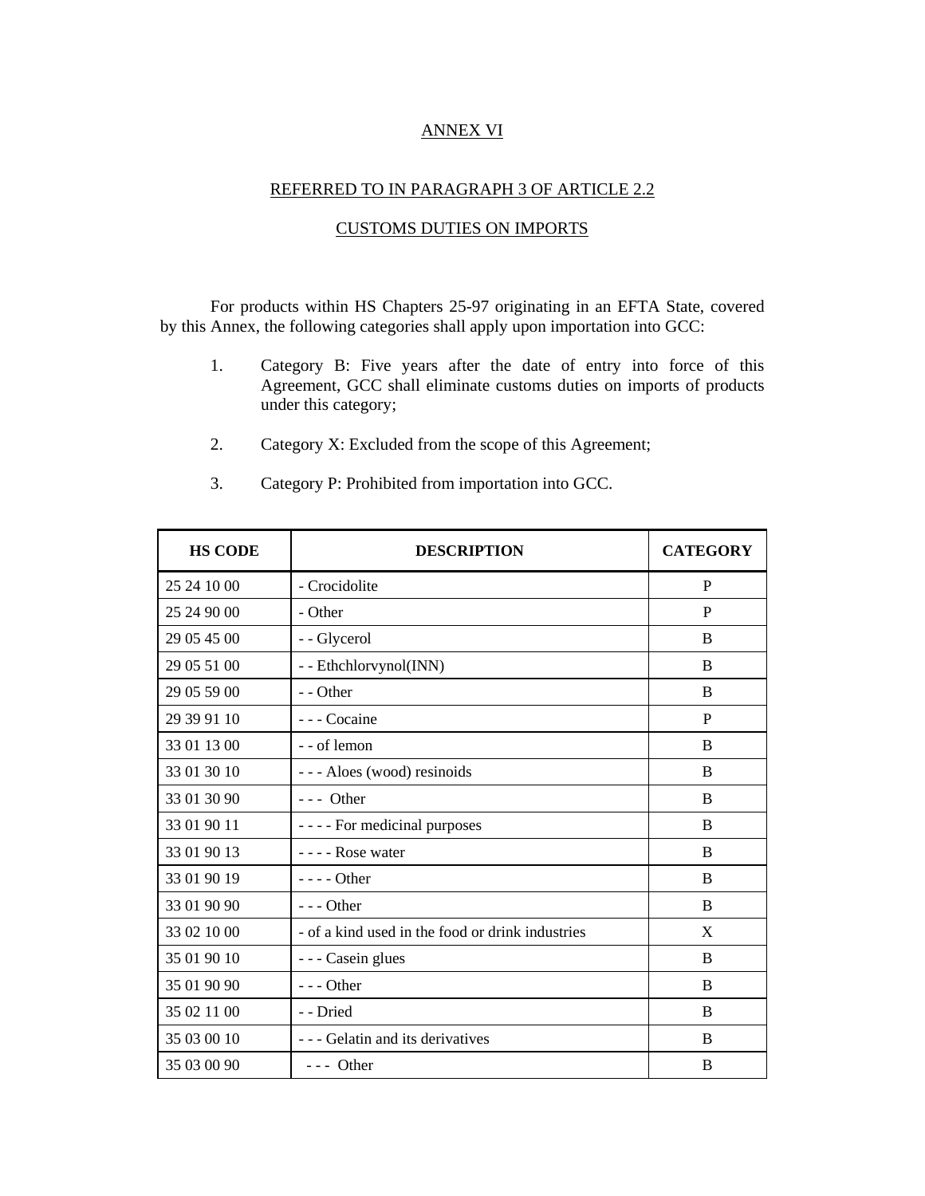## ANNEX VI

### REFERRED TO IN PARAGRAPH 3 OF ARTICLE 2.2

### CUSTOMS DUTIES ON IMPORTS

For products within HS Chapters 25-97 originating in an EFTA State, covered by this Annex, the following categories shall apply upon importation into GCC:

1. Category B: Five years after the date of entry into force of this Agreement, GCC shall eliminate customs duties on imports of products under this category;

2. Category X: Excluded from the scope of this Agreement;

3. Category P: Prohibited from importation into GCC.

| HS CODE | DESCRIPTION | CATEGORY |
|---|---|---|
| 25 24 10 00 | - Crocidolite | P |
| 25 24 90 00 | - Other | P |
| 29 05 45 00 | - - Glycerol | B |
| 29 05 51 00 | - - Ethchlorvynol(INN) | B |
| 29 05 59 00 | - - Other | B |
| 29 39 91 10 | - - - Cocaine | P |
| 33 01 13 00 | - - of lemon | B |
| 33 01 30 10 | - - - Aloes (wood) resinoids | B |
| 33 01 30 90 | - - - Other | B |
| 33 01 90 11 | - - - - For medicinal purposes | B |
| 33 01 90 13 | - - - - Rose water | B |
| 33 01 90 19 | - - - - Other | B |
| 33 01 90 90 | - - - Other | B |
| 33 02 10 00 | - of a kind used in the food or drink industries | X |
| 35 01 90 10 | - - - Casein glues | B |
| 35 01 90 90 | - - - Other | B |
| 35 02 11 00 | - - Dried | B |
| 35 03 00 10 | - - - Gelatin and its derivatives | B |
| 35 03 00 90 | - - - Other | B |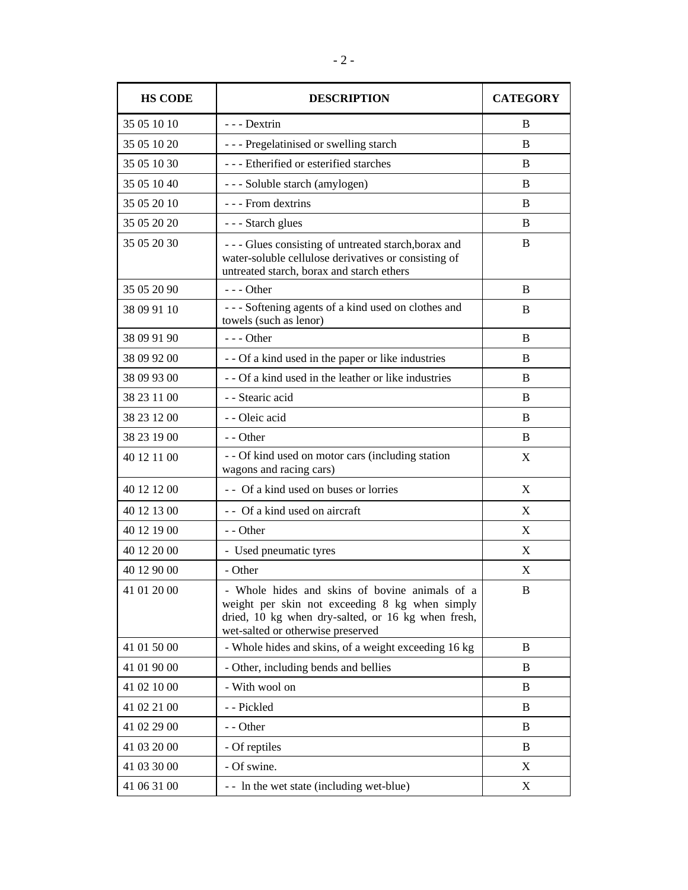| HS CODE | DESCRIPTION | CATEGORY |
|---|---|---|
| 35 05 10 10 | - - - Dextrin | B |
| 35 05 10 20 | - - - Pregelatinised or swelling starch | B |
| 35 05 10 30 | - - - Etherified or esterified starches | B |
| 35 05 10 40 | - - - Soluble starch (amylogen) | B |
| 35 05 20 10 | - - - From dextrins | B |
| 35 05 20 20 | - - - Starch glues | B |
| 35 05 20 30 | - - - Glues consisting of untreated starch,borax and water-soluble cellulose derivatives or consisting of untreated starch, borax and starch ethers | B |
| 35 05 20 90 | - - - Other | B |
| 38 09 91 10 | - - - Softening agents of a kind used on clothes and towels (such as lenor) | B |
| 38 09 91 90 | - - - Other | B |
| 38 09 92 00 | - - Of a kind used in the paper or like industries | B |
| 38 09 93 00 | - - Of a kind used in the leather or like industries | B |
| 38 23 11 00 | - - Stearic acid | B |
| 38 23 12 00 | - - Oleic acid | B |
| 38 23 19 00 | - - Other | B |
| 40 12 11 00 | - - Of kind used on motor cars (including station wagons and racing cars) | X |
| 40 12 12 00 | - - Of a kind used on buses or lorries | X |
| 40 12 13 00 | - - Of a kind used on aircraft | X |
| 40 12 19 00 | - - Other | X |
| 40 12 20 00 | - Used pneumatic tyres | X |
| 40 12 90 00 | - Other | X |
| 41 01 20 00 | - Whole hides and skins of bovine animals of a weight per skin not exceeding 8 kg when simply dried, 10 kg when dry-salted, or 16 kg when fresh, wet-salted or otherwise preserved | B |
| 41 01 50 00 | - Whole hides and skins, of a weight exceeding 16 kg | B |
| 41 01 90 00 | - Other, including bends and bellies | B |
| 41 02 10 00 | - With wool on | B |
| 41 02 21 00 | - - Pickled | B |
| 41 02 29 00 | - - Other | B |
| 41 03 20 00 | - Of reptiles | B |
| 41 03 30 00 | - Of swine. | X |
| 41 06 31 00 | - - ln the wet state (including wet-blue) | X |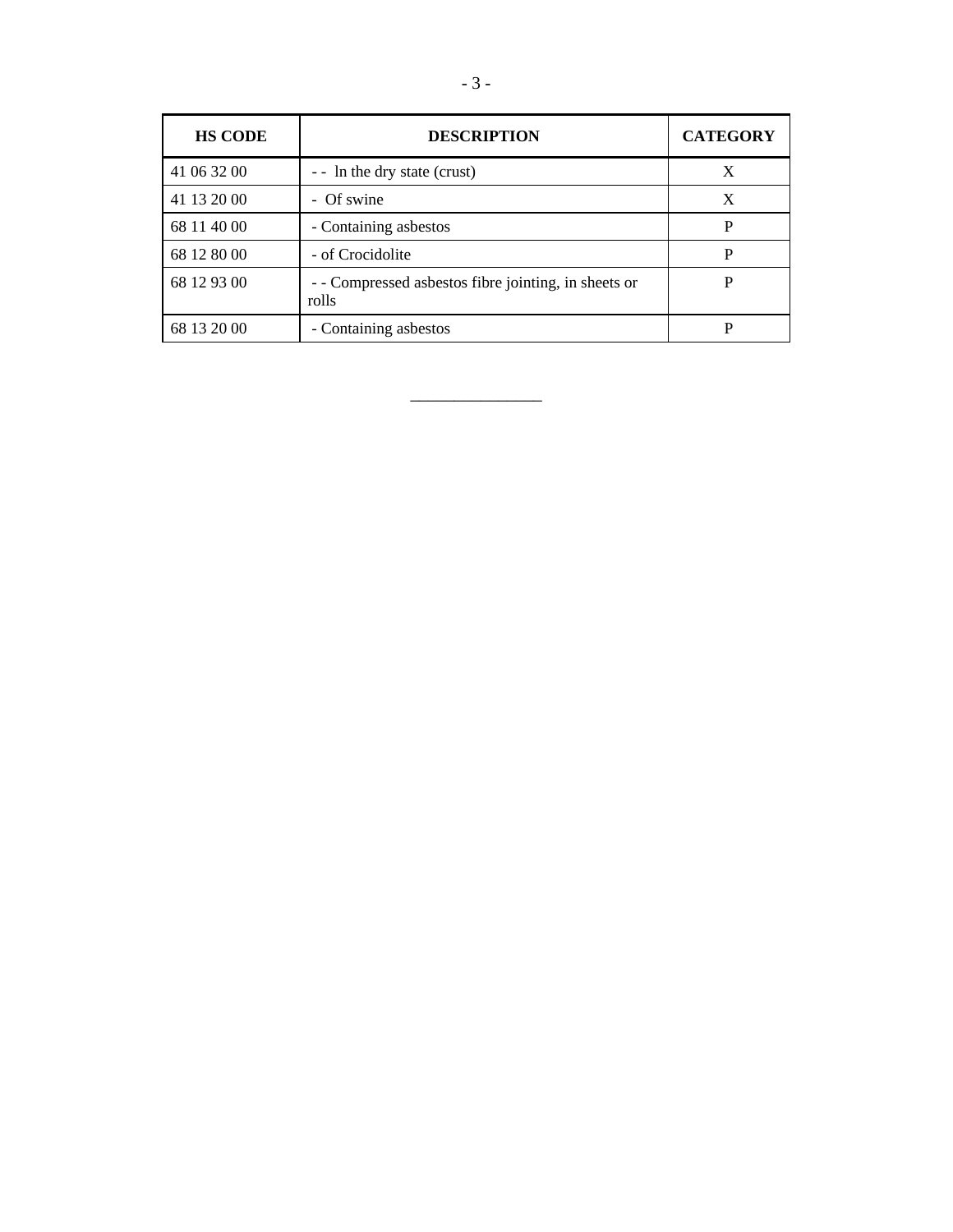| HS CODE | DESCRIPTION | CATEGORY |
| --- | --- | --- |
| 41 06 32 00 | - - ln the dry state (crust) | X |
| 41 13 20 00 | - Of swine | X |
| 68 11 40 00 | - Containing asbestos | P |
| 68 12 80 00 | - of Crocidolite | P |
| 68 12 93 00 | - - Compressed asbestos fibre jointing, in sheets or rolls | P |
| 68 13 20 00 | - Containing asbestos | P |

__________________